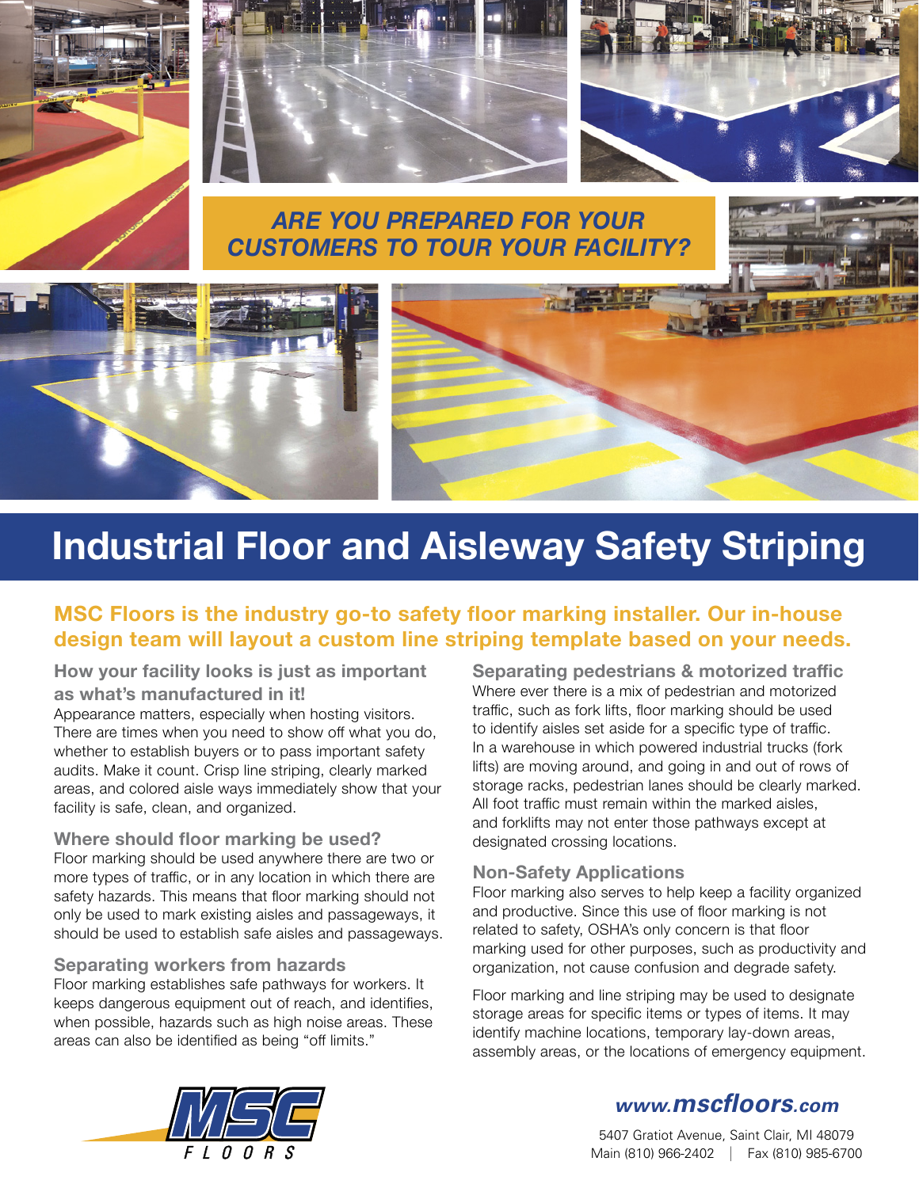***ARE YOU PREPARED FOR YOUR CUSTOMERS TO TOUR YOUR FACILITY?***

# Industrial Floor and Aisleway Safety Striping

## MSC Floors is the industry go-to safety floor marking installer. Our in-house design team will layout a custom line striping template based on your needs.

### How your facility looks is just as important as what's manufactured in it!

Appearance matters, especially when hosting visitors. There are times when you need to show off what you do, whether to establish buyers or to pass important safety audits. Make it count. Crisp line striping, clearly marked areas, and colored aisle ways immediately show that your facility is safe, clean, and organized.

### Where should floor marking be used?

Floor marking should be used anywhere there are two or more types of traffic, or in any location in which there are safety hazards. This means that floor marking should not only be used to mark existing aisles and passageways, it should be used to establish safe aisles and passageways.

### Separating workers from hazards

Floor marking establishes safe pathways for workers. It keeps dangerous equipment out of reach, and identifies, when possible, hazards such as high noise areas. These areas can also be identified as being "off limits."

### Separating pedestrians & motorized traffic

Where ever there is a mix of pedestrian and motorized traffic, such as fork lifts, floor marking should be used to identify aisles set aside for a specific type of traffic. In a warehouse in which powered industrial trucks (fork lifts) are moving around, and going in and out of rows of storage racks, pedestrian lanes should be clearly marked. All foot traffic must remain within the marked aisles, and forklifts may not enter those pathways except at designated crossing locations.

### Non-Safety Applications

Floor marking also serves to help keep a facility organized and productive. Since this use of floor marking is not related to safety, OSHA's only concern is that floor marking used for other purposes, such as productivity and organization, not cause confusion and degrade safety.

Floor marking and line striping may be used to designate storage areas for specific items or types of items. It may identify machine locations, temporary lay-down areas, assembly areas, or the locations of emergency equipment.

MSC FLOORS

**www.mscfloors.com**

5407 Gratiot Avenue, Saint Clair, MI 48079
Main (810) 966-2402 | Fax (810) 985-6700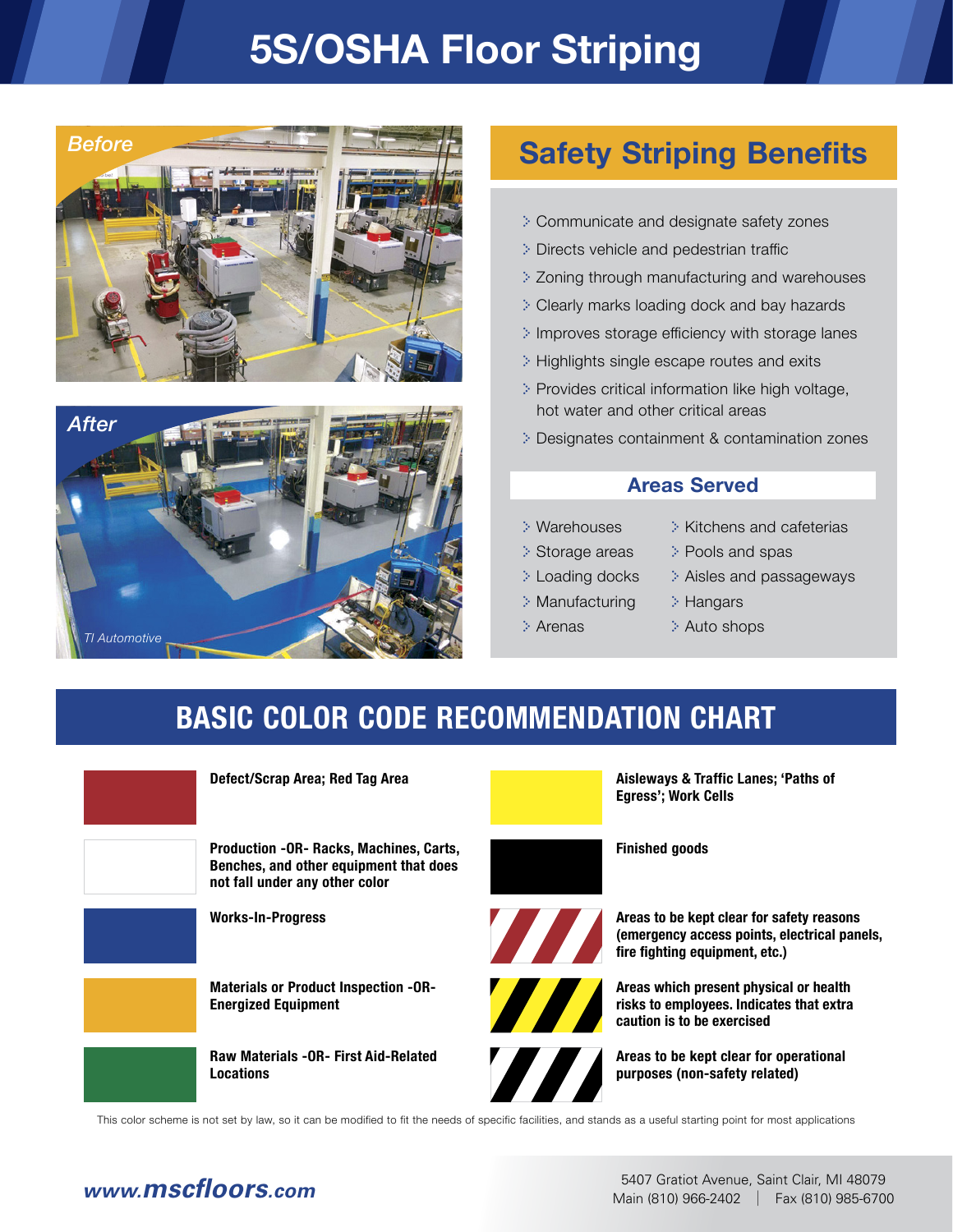# 5S/OSHA Floor Striping

*Before*

*After*

*TI Automotive*

## Safety Striping Benefits

- Communicate and designate safety zones
- Directs vehicle and pedestrian traffic
- Zoning through manufacturing and warehouses
- Clearly marks loading dock and bay hazards
- Improves storage efficiency with storage lanes
- Highlights single escape routes and exits
- Provides critical information like high voltage, hot water and other critical areas
- Designates containment & contamination zones

### Areas Served

- Warehouses
- Storage areas
- Loading docks
- Manufacturing
- Arenas
- Kitchens and cafeterias
- Pools and spas
- Aisles and passageways
- Hangars
- Auto shops

## BASIC COLOR CODE RECOMMENDATION CHART

| Color | Use |
|---|---|
| Red | **Defect/Scrap Area; Red Tag Area** |
| White | **Production -OR- Racks, Machines, Carts, Benches, and other equipment that does not fall under any other color** |
| Blue | **Works-In-Progress** |
| Orange | **Materials or Product Inspection -OR- Energized Equipment** |
| Green | **Raw Materials -OR- First Aid-Related Locations** |
| Yellow | **Aisleways & Traffic Lanes; 'Paths of Egress'; Work Cells** |
| Black | **Finished goods** |
| Red/White stripes | **Areas to be kept clear for safety reasons (emergency access points, electrical panels, fire fighting equipment, etc.)** |
| Yellow/Black stripes | **Areas which present physical or health risks to employees. Indicates that extra caution is to be exercised** |
| Black/White stripes | **Areas to be kept clear for operational purposes (non-safety related)** |

This color scheme is not set by law, so it can be modified to fit the needs of specific facilities, and stands as a useful starting point for most applications

*www.mscfloors.com*

5407 Gratiot Avenue, Saint Clair, MI 48079
Main (810) 966-2402 | Fax (810) 985-6700